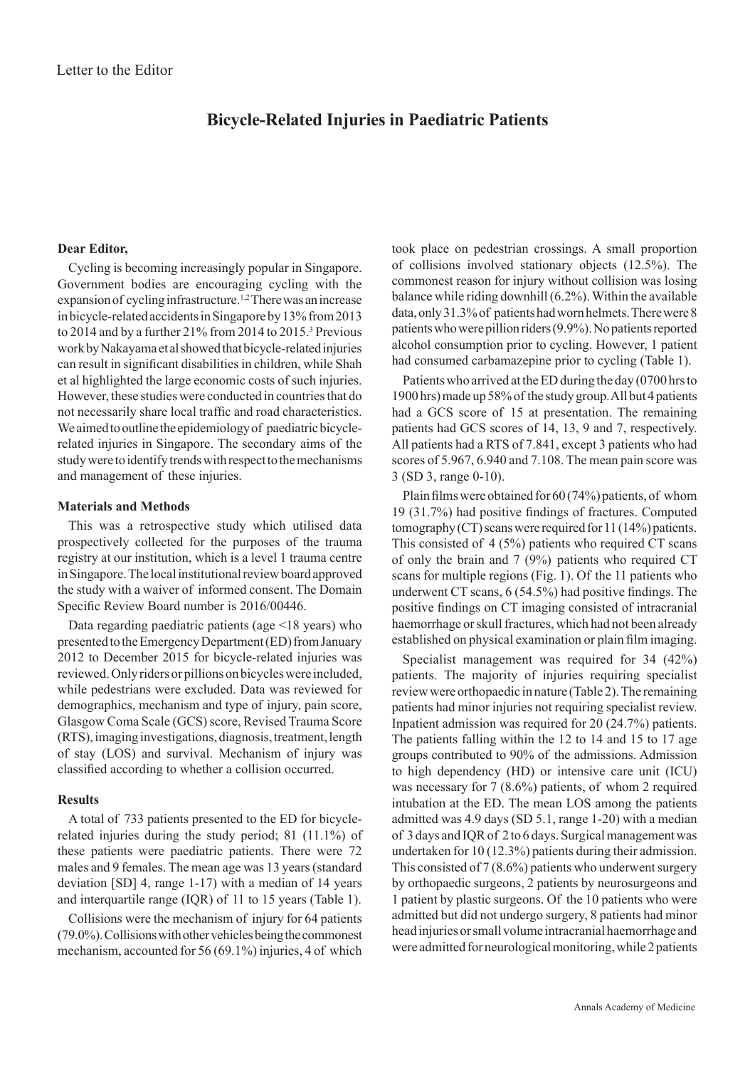Letter to the Editor

# Bicycle-Related Injuries in Paediatric Patients

**Dear Editor,**

Cycling is becoming increasingly popular in Singapore. Government bodies are encouraging cycling with the expansion of cycling infrastructure.[1,2] There was an increase in bicycle-related accidents in Singapore by 13% from 2013 to 2014 and by a further 21% from 2014 to 2015.[3] Previous work by Nakayama et al showed that bicycle-related injuries can result in significant disabilities in children, while Shah et al highlighted the large economic costs of such injuries. However, these studies were conducted in countries that do not necessarily share local traffic and road characteristics. We aimed to outline the epidemiology of paediatric bicycle-related injuries in Singapore. The secondary aims of the study were to identify trends with respect to the mechanisms and management of these injuries.

**Materials and Methods**

This was a retrospective study which utilised data prospectively collected for the purposes of the trauma registry at our institution, which is a level 1 trauma centre in Singapore. The local institutional review board approved the study with a waiver of informed consent. The Domain Specific Review Board number is 2016/00446.

Data regarding paediatric patients (age <18 years) who presented to the Emergency Department (ED) from January 2012 to December 2015 for bicycle-related injuries was reviewed. Only riders or pillions on bicycles were included, while pedestrians were excluded. Data was reviewed for demographics, mechanism and type of injury, pain score, Glasgow Coma Scale (GCS) score, Revised Trauma Score (RTS), imaging investigations, diagnosis, treatment, length of stay (LOS) and survival. Mechanism of injury was classified according to whether a collision occurred.

**Results**

A total of 733 patients presented to the ED for bicycle-related injuries during the study period; 81 (11.1%) of these patients were paediatric patients. There were 72 males and 9 females. The mean age was 13 years (standard deviation [SD] 4, range 1-17) with a median of 14 years and interquartile range (IQR) of 11 to 15 years (Table 1).

Collisions were the mechanism of injury for 64 patients (79.0%). Collisions with other vehicles being the commonest mechanism, accounted for 56 (69.1%) injuries, 4 of which took place on pedestrian crossings. A small proportion of collisions involved stationary objects (12.5%). The commonest reason for injury without collision was losing balance while riding downhill (6.2%). Within the available data, only 31.3% of patients had worn helmets. There were 8 patients who were pillion riders (9.9%). No patients reported alcohol consumption prior to cycling. However, 1 patient had consumed carbamazepine prior to cycling (Table 1).

Patients who arrived at the ED during the day (0700 hrs to 1900 hrs) made up 58% of the study group. All but 4 patients had a GCS score of 15 at presentation. The remaining patients had GCS scores of 14, 13, 9 and 7, respectively. All patients had a RTS of 7.841, except 3 patients who had scores of 5.967, 6.940 and 7.108. The mean pain score was 3 (SD 3, range 0-10).

Plain films were obtained for 60 (74%) patients, of whom 19 (31.7%) had positive findings of fractures. Computed tomography (CT) scans were required for 11 (14%) patients. This consisted of 4 (5%) patients who required CT scans of only the brain and 7 (9%) patients who required CT scans for multiple regions (Fig. 1). Of the 11 patients who underwent CT scans, 6 (54.5%) had positive findings. The positive findings on CT imaging consisted of intracranial haemorrhage or skull fractures, which had not been already established on physical examination or plain film imaging.

Specialist management was required for 34 (42%) patients. The majority of injuries requiring specialist review were orthopaedic in nature (Table 2). The remaining patients had minor injuries not requiring specialist review. Inpatient admission was required for 20 (24.7%) patients. The patients falling within the 12 to 14 and 15 to 17 age groups contributed to 90% of the admissions. Admission to high dependency (HD) or intensive care unit (ICU) was necessary for 7 (8.6%) patients, of whom 2 required intubation at the ED. The mean LOS among the patients admitted was 4.9 days (SD 5.1, range 1-20) with a median of 3 days and IQR of 2 to 6 days. Surgical management was undertaken for 10 (12.3%) patients during their admission. This consisted of 7 (8.6%) patients who underwent surgery by orthopaedic surgeons, 2 patients by neurosurgeons and 1 patient by plastic surgeons. Of the 10 patients who were admitted but did not undergo surgery, 8 patients had minor head injuries or small volume intracranial haemorrhage and were admitted for neurological monitoring, while 2 patients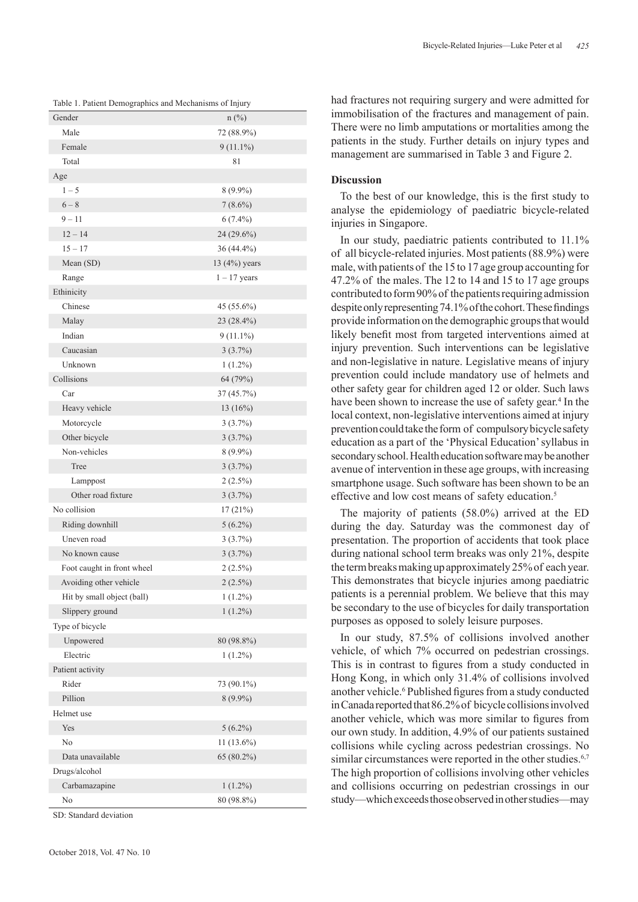Table 1. Patient Demographics and Mechanisms of Injury

| Gender | n (%) |
|---|---|
| Male | 72 (88.9%) |
| Female | 9 (11.1%) |
| Total | 81 |
| Age | |
| 1 – 5 | 8 (9.9%) |
| 6 – 8 | 7 (8.6%) |
| 9 – 11 | 6 (7.4%) |
| 12 – 14 | 24 (29.6%) |
| 15 – 17 | 36 (44.4%) |
| Mean (SD) | 13 (4%) years |
| Range | 1 – 17 years |
| Ethinicity | |
| Chinese | 45 (55.6%) |
| Malay | 23 (28.4%) |
| Indian | 9 (11.1%) |
| Caucasian | 3 (3.7%) |
| Unknown | 1 (1.2%) |
| Collisions | 64 (79%) |
| Car | 37 (45.7%) |
| Heavy vehicle | 13 (16%) |
| Motorcycle | 3 (3.7%) |
| Other bicycle | 3 (3.7%) |
| Non-vehicles | 8 (9.9%) |
| Tree | 3 (3.7%) |
| Lamppost | 2 (2.5%) |
| Other road fixture | 3 (3.7%) |
| No collision | 17 (21%) |
| Riding downhill | 5 (6.2%) |
| Uneven road | 3 (3.7%) |
| No known cause | 3 (3.7%) |
| Foot caught in front wheel | 2 (2.5%) |
| Avoiding other vehicle | 2 (2.5%) |
| Hit by small object (ball) | 1 (1.2%) |
| Slippery ground | 1 (1.2%) |
| Type of bicycle | |
| Unpowered | 80 (98.8%) |
| Electric | 1 (1.2%) |
| Patient activity | |
| Rider | 73 (90.1%) |
| Pillion | 8 (9.9%) |
| Helmet use | |
| Yes | 5 (6.2%) |
| No | 11 (13.6%) |
| Data unavailable | 65 (80.2%) |
| Drugs/alcohol | |
| Carbamazapine | 1 (1.2%) |
| No | 80 (98.8%) |

SD: Standard deviation

had fractures not requiring surgery and were admitted for immobilisation of the fractures and management of pain. There were no limb amputations or mortalities among the patients in the study. Further details on injury types and management are summarised in Table 3 and Figure 2.

## Discussion

To the best of our knowledge, this is the first study to analyse the epidemiology of paediatric bicycle-related injuries in Singapore.

In our study, paediatric patients contributed to 11.1% of all bicycle-related injuries. Most patients (88.9%) were male, with patients of the 15 to 17 age group accounting for 47.2% of the males. The 12 to 14 and 15 to 17 age groups contributed to form 90% of the patients requiring admission despite only representing 74.1% of the cohort. These findings provide information on the demographic groups that would likely benefit most from targeted interventions aimed at injury prevention. Such interventions can be legislative and non-legislative in nature. Legislative means of injury prevention could include mandatory use of helmets and other safety gear for children aged 12 or older. Such laws have been shown to increase the use of safety gear.[4] In the local context, non-legislative interventions aimed at injury prevention could take the form of compulsory bicycle safety education as a part of the 'Physical Education' syllabus in secondary school. Health education software may be another avenue of intervention in these age groups, with increasing smartphone usage. Such software has been shown to be an effective and low cost means of safety education.[5]

The majority of patients (58.0%) arrived at the ED during the day. Saturday was the commonest day of presentation. The proportion of accidents that took place during national school term breaks was only 21%, despite the term breaks making up approximately 25% of each year. This demonstrates that bicycle injuries among paediatric patients is a perennial problem. We believe that this may be secondary to the use of bicycles for daily transportation purposes as opposed to solely leisure purposes.

In our study, 87.5% of collisions involved another vehicle, of which 7% occurred on pedestrian crossings. This is in contrast to figures from a study conducted in Hong Kong, in which only 31.4% of collisions involved another vehicle.[6] Published figures from a study conducted in Canada reported that 86.2% of bicycle collisions involved another vehicle, which was more similar to figures from our own study. In addition, 4.9% of our patients sustained collisions while cycling across pedestrian crossings. No similar circumstances were reported in the other studies.[6,7] The high proportion of collisions involving other vehicles and collisions occurring on pedestrian crossings in our study—which exceeds those observed in other studies—may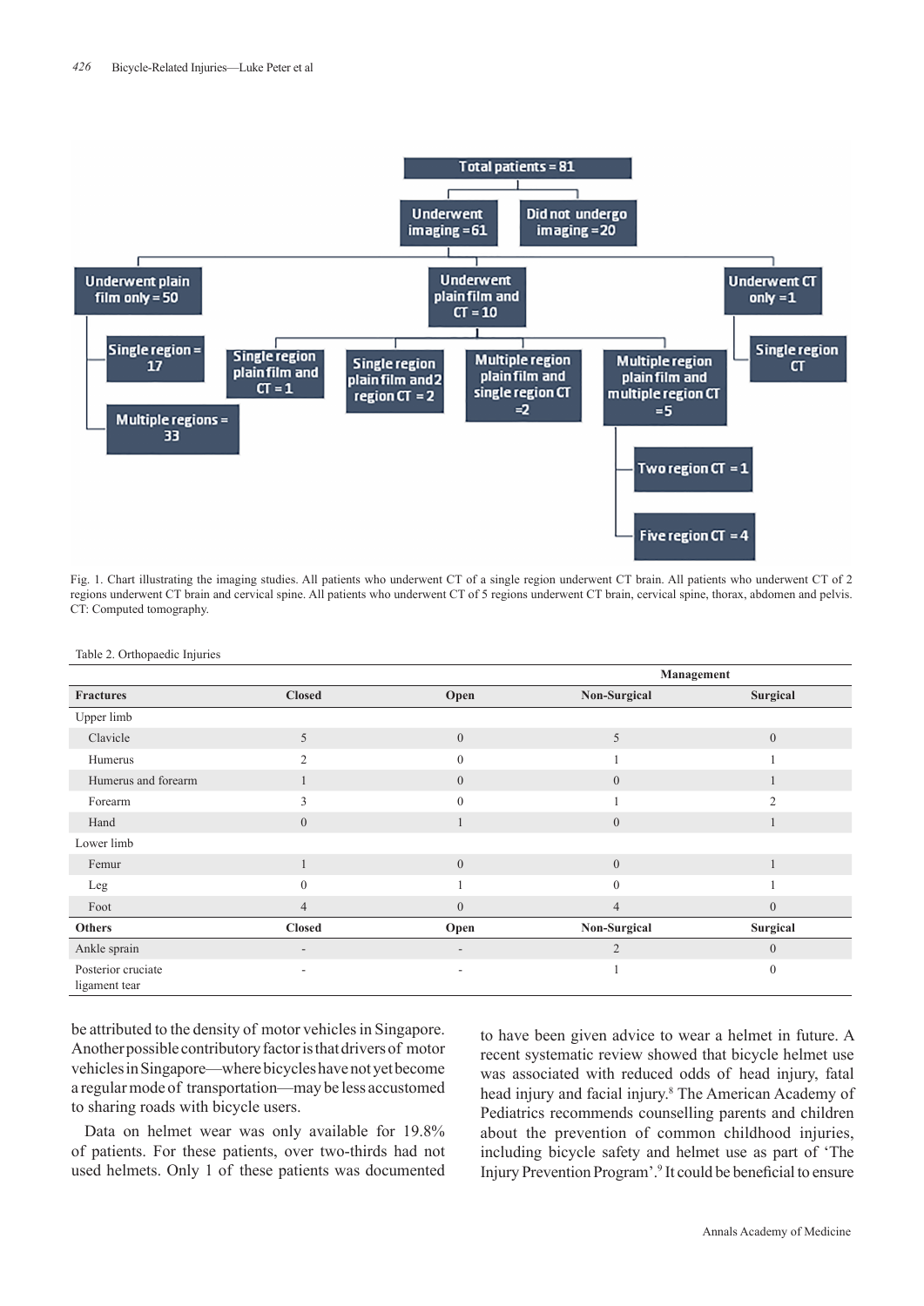Fig. 1. Chart illustrating the imaging studies. All patients who underwent CT of a single region underwent CT brain. All patients who underwent CT of 2 regions underwent CT brain and cervical spine. All patients who underwent CT of 5 regions underwent CT brain, cervical spine, thorax, abdomen and pelvis. CT: Computed tomography.

Table 2. Orthopaedic Injuries

| | | | Management | |
|---|---|---|---|---|
| **Fractures** | **Closed** | **Open** | **Non-Surgical** | **Surgical** |
| Upper limb | | | | |
| Clavicle | 5 | 0 | 5 | 0 |
| Humerus | 2 | 0 | 1 | 1 |
| Humerus and forearm | 1 | 0 | 0 | 1 |
| Forearm | 3 | 0 | 1 | 2 |
| Hand | 0 | 1 | 0 | 1 |
| Lower limb | | | | |
| Femur | 1 | 0 | 0 | 1 |
| Leg | 0 | 1 | 0 | 1 |
| Foot | 4 | 0 | 4 | 0 |
| **Others** | **Closed** | **Open** | **Non-Surgical** | **Surgical** |
| Ankle sprain | - | - | 2 | 0 |
| Posterior cruciate ligament tear | - | - | 1 | 0 |

be attributed to the density of motor vehicles in Singapore. Another possible contributory factor is that drivers of motor vehicles in Singapore—where bicycles have not yet become a regular mode of transportation—may be less accustomed to sharing roads with bicycle users.

Data on helmet wear was only available for 19.8% of patients. For these patients, over two-thirds had not used helmets. Only 1 of these patients was documented to have been given advice to wear a helmet in future. A recent systematic review showed that bicycle helmet use was associated with reduced odds of head injury, fatal head injury and facial injury.[8] The American Academy of Pediatrics recommends counselling parents and children about the prevention of common childhood injuries, including bicycle safety and helmet use as part of 'The Injury Prevention Program'.[9] It could be beneficial to ensure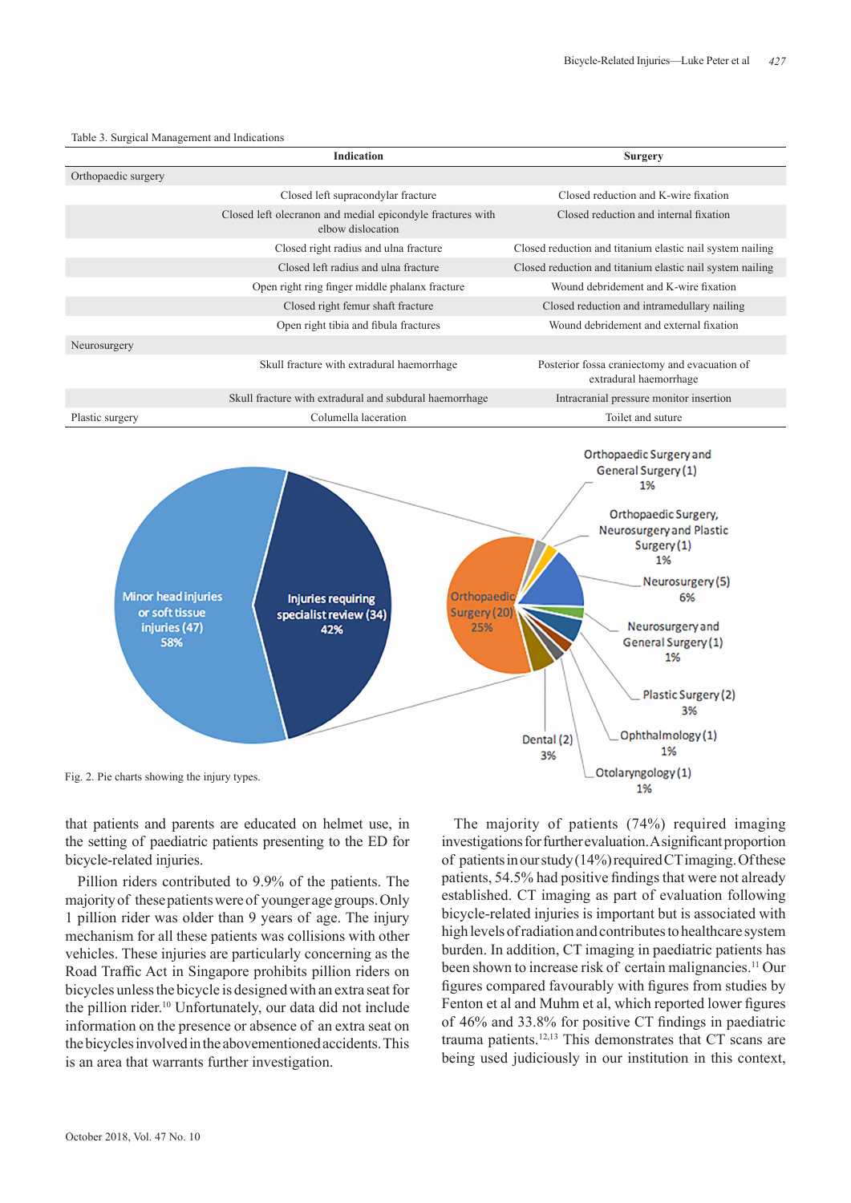Table 3. Surgical Management and Indications

| | Indication | Surgery |
|---|---|---|
| Orthopaedic surgery | | |
| | Closed left supracondylar fracture | Closed reduction and K-wire fixation |
| | Closed left olecranon and medial epicondyle fractures with elbow dislocation | Closed reduction and internal fixation |
| | Closed right radius and ulna fracture | Closed reduction and titanium elastic nail system nailing |
| | Closed left radius and ulna fracture | Closed reduction and titanium elastic nail system nailing |
| | Open right ring finger middle phalanx fracture | Wound debridement and K-wire fixation |
| | Closed right femur shaft fracture | Closed reduction and intramedullary nailing |
| | Open right tibia and fibula fractures | Wound debridement and external fixation |
| Neurosurgery | | |
| | Skull fracture with extradural haemorrhage | Posterior fossa craniectomy and evacuation of extradural haemorrhage |
| | Skull fracture with extradural and subdural haemorrhage | Intracranial pressure monitor insertion |
| Plastic surgery | Columella laceration | Toilet and suture |

Fig. 2. Pie charts showing the injury types.

that patients and parents are educated on helmet use, in the setting of paediatric patients presenting to the ED for bicycle-related injuries.

Pillion riders contributed to 9.9% of the patients. The majority of these patients were of younger age groups. Only 1 pillion rider was older than 9 years of age. The injury mechanism for all these patients was collisions with other vehicles. These injuries are particularly concerning as the Road Traffic Act in Singapore prohibits pillion riders on bicycles unless the bicycle is designed with an extra seat for the pillion rider.[10] Unfortunately, our data did not include information on the presence or absence of an extra seat on the bicycles involved in the abovementioned accidents. This is an area that warrants further investigation.

The majority of patients (74%) required imaging investigations for further evaluation. A significant proportion of patients in our study (14%) required CT imaging. Of these patients, 54.5% had positive findings that were not already established. CT imaging as part of evaluation following bicycle-related injuries is important but is associated with high levels of radiation and contributes to healthcare system burden. In addition, CT imaging in paediatric patients has been shown to increase risk of certain malignancies.[11] Our figures compared favourably with figures from studies by Fenton et al and Muhm et al, which reported lower figures of 46% and 33.8% for positive CT findings in paediatric trauma patients.[12,13] This demonstrates that CT scans are being used judiciously in our institution in this context,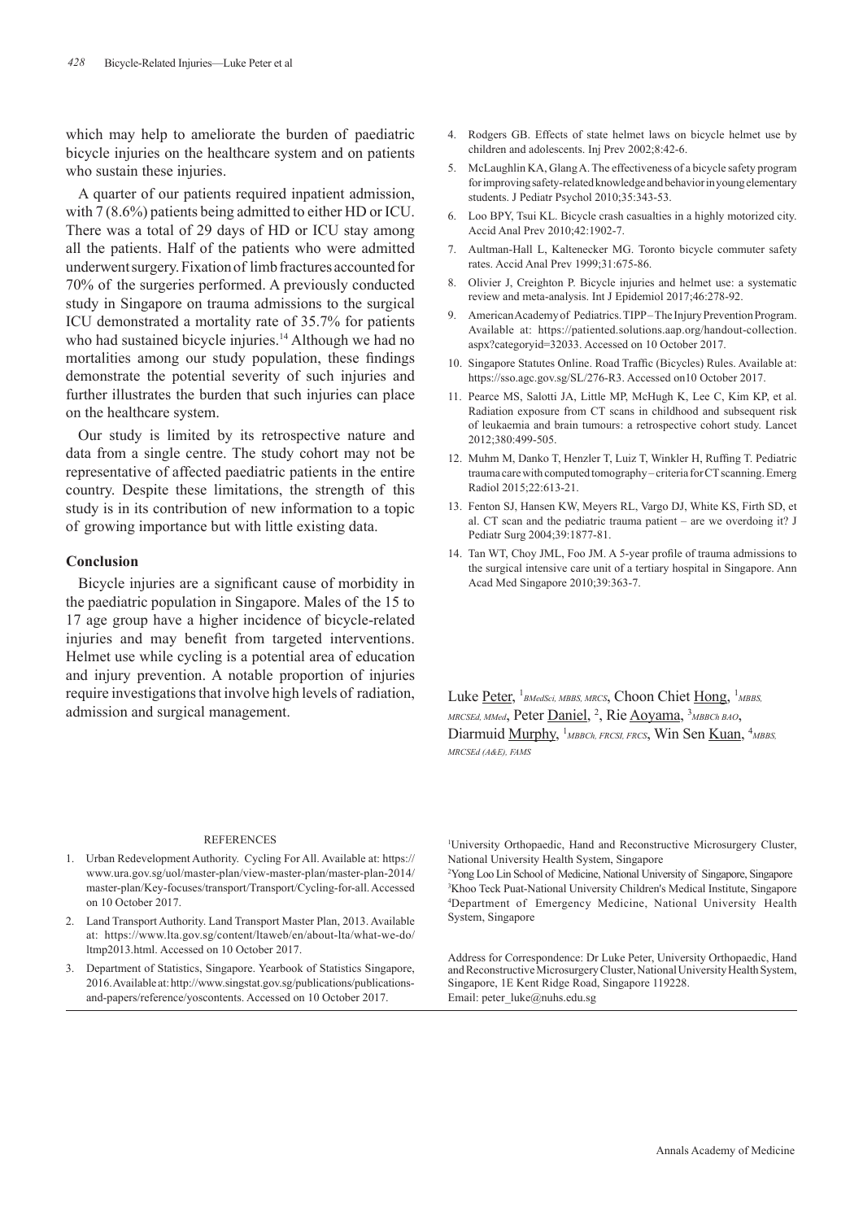which may help to ameliorate the burden of paediatric bicycle injuries on the healthcare system and on patients who sustain these injuries.

A quarter of our patients required inpatient admission, with 7 (8.6%) patients being admitted to either HD or ICU. There was a total of 29 days of HD or ICU stay among all the patients. Half of the patients who were admitted underwent surgery. Fixation of limb fractures accounted for 70% of the surgeries performed. A previously conducted study in Singapore on trauma admissions to the surgical ICU demonstrated a mortality rate of 35.7% for patients who had sustained bicycle injuries.[14] Although we had no mortalities among our study population, these findings demonstrate the potential severity of such injuries and further illustrates the burden that such injuries can place on the healthcare system.

Our study is limited by its retrospective nature and data from a single centre. The study cohort may not be representative of affected paediatric patients in the entire country. Despite these limitations, the strength of this study is in its contribution of new information to a topic of growing importance but with little existing data.

## Conclusion

Bicycle injuries are a significant cause of morbidity in the paediatric population in Singapore. Males of the 15 to 17 age group have a higher incidence of bicycle-related injuries and may benefit from targeted interventions. Helmet use while cycling is a potential area of education and injury prevention. A notable proportion of injuries require investigations that involve high levels of radiation, admission and surgical management.

Luke Peter, [1] *BMedSci, MBBS, MRCS*, Choon Chiet Hong, [1] *MBBS, MRCSEd, MMed*, Peter Daniel, [2], Rie Aoyama, [3] *MBBCh BAO*, Diarmuid Murphy, [1] *MBBCh, FRCSI, FRCS*, Win Sen Kuan, [4] *MBBS, MRCSEd (A&E), FAMS*

[1]University Orthopaedic, Hand and Reconstructive Microsurgery Cluster, National University Health System, Singapore
[2]Yong Loo Lin School of Medicine, National University of Singapore, Singapore
[3]Khoo Teck Puat-National University Children's Medical Institute, Singapore
[4]Department of Emergency Medicine, National University Health System, Singapore

Address for Correspondence: Dr Luke Peter, University Orthopaedic, Hand and Reconstructive Microsurgery Cluster, National University Health System, Singapore, 1E Kent Ridge Road, Singapore 119228.
Email: peter_luke@nuhs.edu.sg

## REFERENCES

1. Urban Redevelopment Authority. Cycling For All. Available at: https://www.ura.gov.sg/uol/master-plan/view-master-plan/master-plan-2014/master-plan/Key-focuses/transport/Transport/Cycling-for-all. Accessed on 10 October 2017.
2. Land Transport Authority. Land Transport Master Plan, 2013. Available at: https://www.lta.gov.sg/content/ltaweb/en/about-lta/what-we-do/ltmp2013.html. Accessed on 10 October 2017.
3. Department of Statistics, Singapore. Yearbook of Statistics Singapore, 2016. Available at: http://www.singstat.gov.sg/publications/publications-and-papers/reference/yoscontents. Accessed on 10 October 2017.
4. Rodgers GB. Effects of state helmet laws on bicycle helmet use by children and adolescents. Inj Prev 2002;8:42-6.
5. McLaughlin KA, Glang A. The effectiveness of a bicycle safety program for improving safety-related knowledge and behavior in young elementary students. J Pediatr Psychol 2010;35:343-53.
6. Loo BPY, Tsui KL. Bicycle crash casualties in a highly motorized city. Accid Anal Prev 2010;42:1902-7.
7. Aultman-Hall L, Kaltenecker MG. Toronto bicycle commuter safety rates. Accid Anal Prev 1999;31:675-86.
8. Olivier J, Creighton P. Bicycle injuries and helmet use: a systematic review and meta-analysis. Int J Epidemiol 2017;46:278-92.
9. American Academy of Pediatrics. TIPP – The Injury Prevention Program. Available at: https://patiented.solutions.aap.org/handout-collection.aspx?categoryid=32033. Accessed on 10 October 2017.
10. Singapore Statutes Online. Road Traffic (Bicycles) Rules. Available at: https://sso.agc.gov.sg/SL/276-R3. Accessed on10 October 2017.
11. Pearce MS, Salotti JA, Little MP, McHugh K, Lee C, Kim KP, et al. Radiation exposure from CT scans in childhood and subsequent risk of leukaemia and brain tumours: a retrospective cohort study. Lancet 2012;380:499-505.
12. Muhm M, Danko T, Henzler T, Luiz T, Winkler H, Ruffing T. Pediatric trauma care with computed tomography – criteria for CT scanning. Emerg Radiol 2015;22:613-21.
13. Fenton SJ, Hansen KW, Meyers RL, Vargo DJ, White KS, Firth SD, et al. CT scan and the pediatric trauma patient – are we overdoing it? J Pediatr Surg 2004;39:1877-81.
14. Tan WT, Choy JML, Foo JM. A 5-year profile of trauma admissions to the surgical intensive care unit of a tertiary hospital in Singapore. Ann Acad Med Singapore 2010;39:363-7.